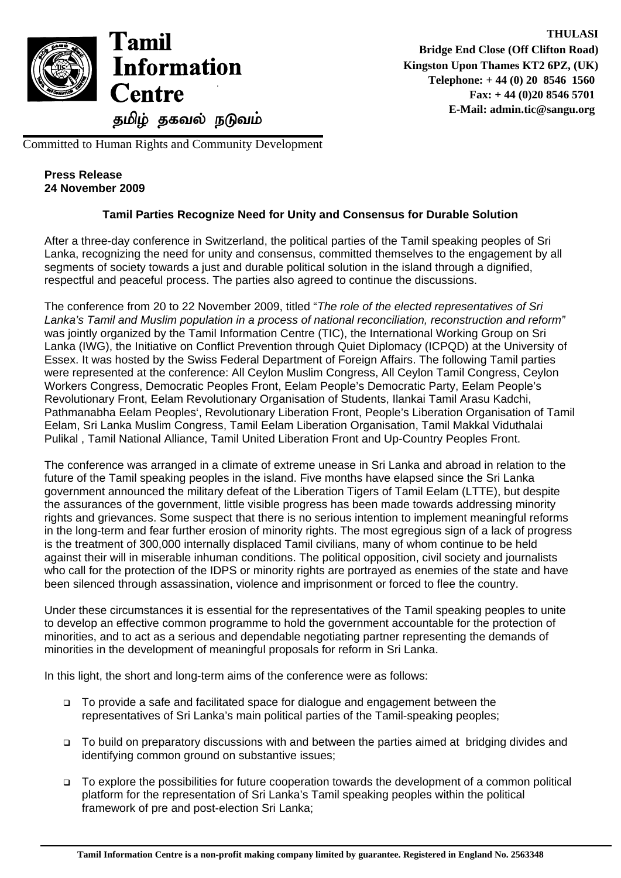**Tamil Information Centre**

தமிழ் தகவல் நடுவம்

**THULASI**
**Bridge End Close (Off Clifton Road)**
**Kingston Upon Thames KT2 6PZ, (UK)**
**Telephone: + 44 (0) 20 8546 1560**
**Fax: + 44 (0)20 8546 5701**
**E-Mail: admin.tic@sangu.org**

Committed to Human Rights and Community Development

**Press Release**
**24 November 2009**

**Tamil Parties Recognize Need for Unity and Consensus for Durable Solution**

After a three-day conference in Switzerland, the political parties of the Tamil speaking peoples of Sri Lanka, recognizing the need for unity and consensus, committed themselves to the engagement by all segments of society towards a just and durable political solution in the island through a dignified, respectful and peaceful process. The parties also agreed to continue the discussions.

The conference from 20 to 22 November 2009, titled "*The role of the elected representatives of Sri Lanka's Tamil and Muslim population in a process of national reconciliation, reconstruction and reform"* was jointly organized by the Tamil Information Centre (TIC), the International Working Group on Sri Lanka (IWG), the Initiative on Conflict Prevention through Quiet Diplomacy (ICPQD) at the University of Essex. It was hosted by the Swiss Federal Department of Foreign Affairs. The following Tamil parties were represented at the conference: All Ceylon Muslim Congress, All Ceylon Tamil Congress, Ceylon Workers Congress, Democratic Peoples Front, Eelam People's Democratic Party, Eelam People's Revolutionary Front, Eelam Revolutionary Organisation of Students, Ilankai Tamil Arasu Kadchi, Pathmanabha Eelam Peoples', Revolutionary Liberation Front, People's Liberation Organisation of Tamil Eelam, Sri Lanka Muslim Congress, Tamil Eelam Liberation Organisation, Tamil Makkal Viduthalai Pulikal , Tamil National Alliance, Tamil United Liberation Front and Up-Country Peoples Front.

The conference was arranged in a climate of extreme unease in Sri Lanka and abroad in relation to the future of the Tamil speaking peoples in the island. Five months have elapsed since the Sri Lanka government announced the military defeat of the Liberation Tigers of Tamil Eelam (LTTE), but despite the assurances of the government, little visible progress has been made towards addressing minority rights and grievances. Some suspect that there is no serious intention to implement meaningful reforms in the long-term and fear further erosion of minority rights. The most egregious sign of a lack of progress is the treatment of 300,000 internally displaced Tamil civilians, many of whom continue to be held against their will in miserable inhuman conditions. The political opposition, civil society and journalists who call for the protection of the IDPS or minority rights are portrayed as enemies of the state and have been silenced through assassination, violence and imprisonment or forced to flee the country.

Under these circumstances it is essential for the representatives of the Tamil speaking peoples to unite to develop an effective common programme to hold the government accountable for the protection of minorities, and to act as a serious and dependable negotiating partner representing the demands of minorities in the development of meaningful proposals for reform in Sri Lanka.

In this light, the short and long-term aims of the conference were as follows:

- To provide a safe and facilitated space for dialogue and engagement between the representatives of Sri Lanka's main political parties of the Tamil-speaking peoples;
- To build on preparatory discussions with and between the parties aimed at bridging divides and identifying common ground on substantive issues;
- To explore the possibilities for future cooperation towards the development of a common political platform for the representation of Sri Lanka's Tamil speaking peoples within the political framework of pre and post-election Sri Lanka;

**Tamil Information Centre is a non-profit making company limited by guarantee. Registered in England No. 2563348**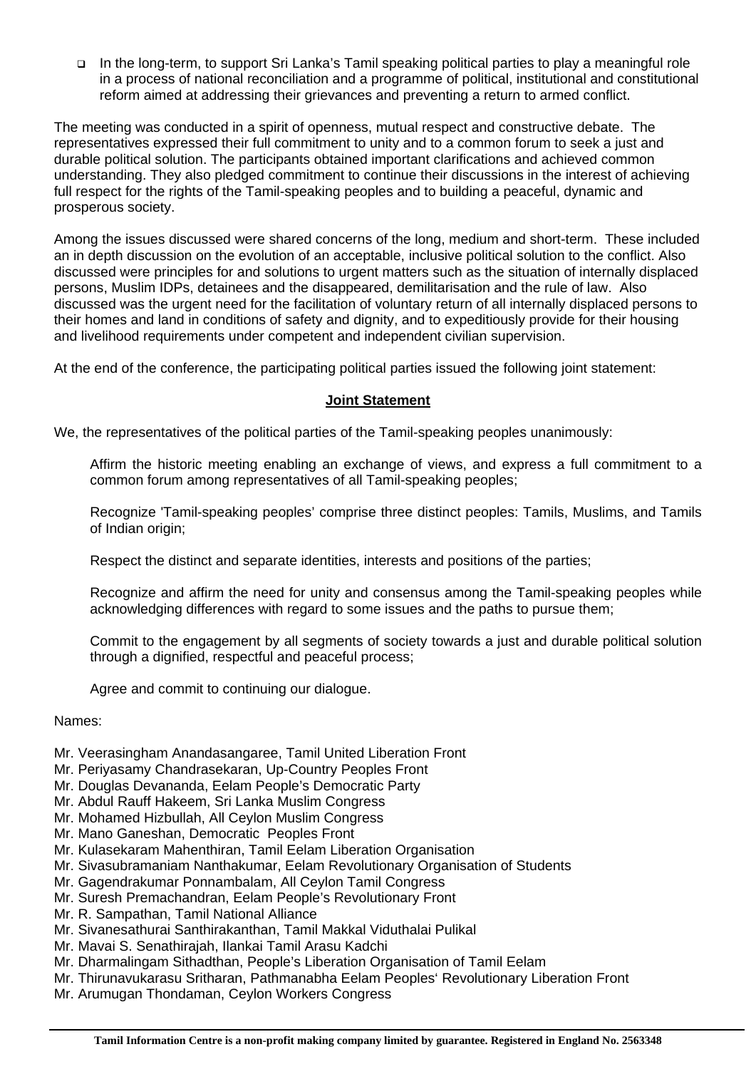- In the long-term, to support Sri Lanka's Tamil speaking political parties to play a meaningful role in a process of national reconciliation and a programme of political, institutional and constitutional reform aimed at addressing their grievances and preventing a return to armed conflict.

The meeting was conducted in a spirit of openness, mutual respect and constructive debate. The representatives expressed their full commitment to unity and to a common forum to seek a just and durable political solution. The participants obtained important clarifications and achieved common understanding. They also pledged commitment to continue their discussions in the interest of achieving full respect for the rights of the Tamil-speaking peoples and to building a peaceful, dynamic and prosperous society.

Among the issues discussed were shared concerns of the long, medium and short-term. These included an in depth discussion on the evolution of an acceptable, inclusive political solution to the conflict. Also discussed were principles for and solutions to urgent matters such as the situation of internally displaced persons, Muslim IDPs, detainees and the disappeared, demilitarisation and the rule of law. Also discussed was the urgent need for the facilitation of voluntary return of all internally displaced persons to their homes and land in conditions of safety and dignity, and to expeditiously provide for their housing and livelihood requirements under competent and independent civilian supervision.

At the end of the conference, the participating political parties issued the following joint statement:

## **Joint Statement**

We, the representatives of the political parties of the Tamil-speaking peoples unanimously:

Affirm the historic meeting enabling an exchange of views, and express a full commitment to a common forum among representatives of all Tamil-speaking peoples;

Recognize 'Tamil-speaking peoples' comprise three distinct peoples: Tamils, Muslims, and Tamils of Indian origin;

Respect the distinct and separate identities, interests and positions of the parties;

Recognize and affirm the need for unity and consensus among the Tamil-speaking peoples while acknowledging differences with regard to some issues and the paths to pursue them;

Commit to the engagement by all segments of society towards a just and durable political solution through a dignified, respectful and peaceful process;

Agree and commit to continuing our dialogue.

Names:

Mr. Veerasingham Anandasangaree, Tamil United Liberation Front
Mr. Periyasamy Chandrasekaran, Up-Country Peoples Front
Mr. Douglas Devananda, Eelam People's Democratic Party
Mr. Abdul Rauff Hakeem, Sri Lanka Muslim Congress
Mr. Mohamed Hizbullah, All Ceylon Muslim Congress
Mr. Mano Ganeshan, Democratic Peoples Front
Mr. Kulasekaram Mahenthiran, Tamil Eelam Liberation Organisation
Mr. Sivasubramaniam Nanthakumar, Eelam Revolutionary Organisation of Students
Mr. Gagendrakumar Ponnambalam, All Ceylon Tamil Congress
Mr. Suresh Premachandran, Eelam People's Revolutionary Front
Mr. R. Sampathan, Tamil National Alliance
Mr. Sivanesathurai Santhirakanthan, Tamil Makkal Viduthalai Pulikal
Mr. Mavai S. Senathirajah, Ilankai Tamil Arasu Kadchi
Mr. Dharmalingam Sithadthan, People's Liberation Organisation of Tamil Eelam
Mr. Thirunavukarasu Sritharan, Pathmanabha Eelam Peoples' Revolutionary Liberation Front
Mr. Arumugan Thondaman, Ceylon Workers Congress

**Tamil Information Centre is a non-profit making company limited by guarantee. Registered in England No. 2563348**